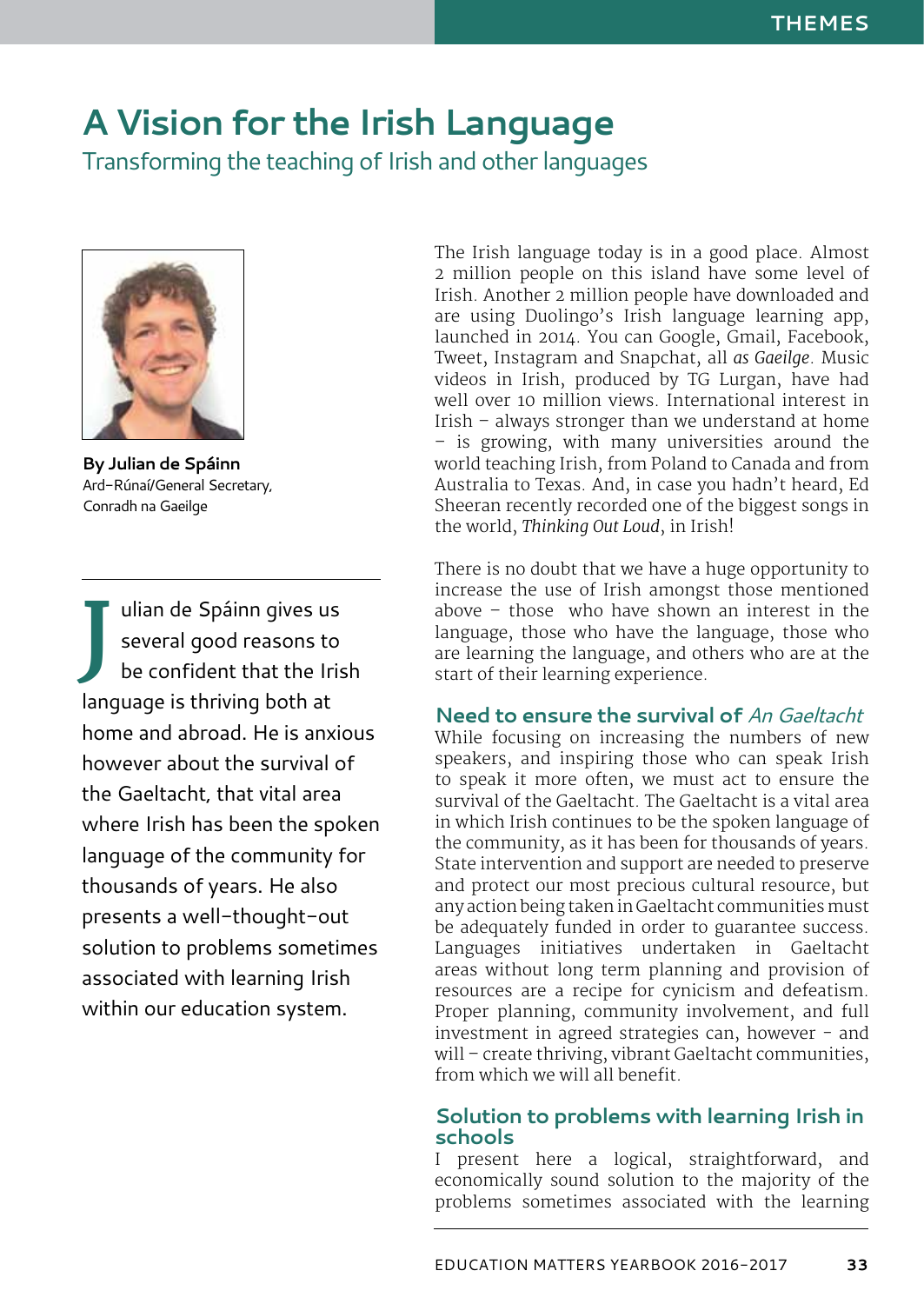# A Vision for the Irish Language

## Transforming the teaching of Irish and other languages

**By Julian de Spáinn**
Ard-Rúnaí/General Secretary, Conradh na Gaeilge

Julian de Spáinn gives us several good reasons to be confident that the Irish language is thriving both at home and abroad. He is anxious however about the survival of the Gaeltacht, that vital area where Irish has been the spoken language of the community for thousands of years. He also presents a well-thought-out solution to problems sometimes associated with learning Irish within our education system.

The Irish language today is in a good place. Almost 2 million people on this island have some level of Irish. Another 2 million people have downloaded and are using Duolingo's Irish language learning app, launched in 2014. You can Google, Gmail, Facebook, Tweet, Instagram and Snapchat, all *as Gaeilge*. Music videos in Irish, produced by TG Lurgan, have had well over 10 million views. International interest in Irish – always stronger than we understand at home – is growing, with many universities around the world teaching Irish, from Poland to Canada and from Australia to Texas. And, in case you hadn't heard, Ed Sheeran recently recorded one of the biggest songs in the world, *Thinking Out Loud*, in Irish!

There is no doubt that we have a huge opportunity to increase the use of Irish amongst those mentioned above – those who have shown an interest in the language, those who have the language, those who are learning the language, and others who are at the start of their learning experience.

### Need to ensure the survival of *An Gaeltacht*

While focusing on increasing the numbers of new speakers, and inspiring those who can speak Irish to speak it more often, we must act to ensure the survival of the Gaeltacht. The Gaeltacht is a vital area in which Irish continues to be the spoken language of the community, as it has been for thousands of years. State intervention and support are needed to preserve and protect our most precious cultural resource, but any action being taken in Gaeltacht communities must be adequately funded in order to guarantee success. Languages initiatives undertaken in Gaeltacht areas without long term planning and provision of resources are a recipe for cynicism and defeatism. Proper planning, community involvement, and full investment in agreed strategies can, however - and will – create thriving, vibrant Gaeltacht communities, from which we will all benefit.

### Solution to problems with learning Irish in schools

I present here a logical, straightforward, and economically sound solution to the majority of the problems sometimes associated with the learning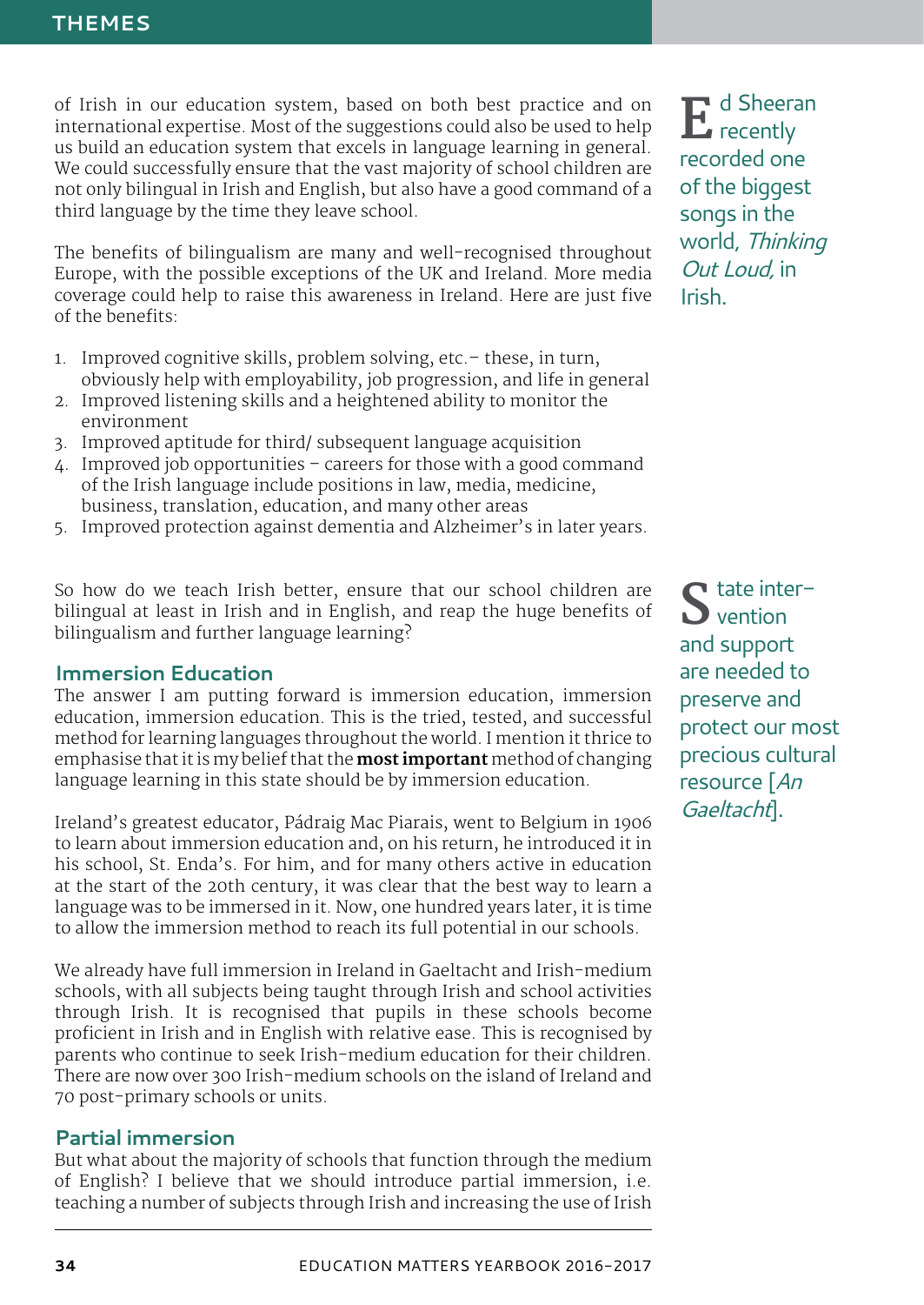of Irish in our education system, based on both best practice and on international expertise. Most of the suggestions could also be used to help us build an education system that excels in language learning in general. We could successfully ensure that the vast majority of school children are not only bilingual in Irish and English, but also have a good command of a third language by the time they leave school.

The benefits of bilingualism are many and well-recognised throughout Europe, with the possible exceptions of the UK and Ireland. More media coverage could help to raise this awareness in Ireland. Here are just five of the benefits:

1. Improved cognitive skills, problem solving, etc.– these, in turn, obviously help with employability, job progression, and life in general
2. Improved listening skills and a heightened ability to monitor the environment
3. Improved aptitude for third/ subsequent language acquisition
4. Improved job opportunities – careers for those with a good command of the Irish language include positions in law, media, medicine, business, translation, education, and many other areas
5. Improved protection against dementia and Alzheimer's in later years.

So how do we teach Irish better, ensure that our school children are bilingual at least in Irish and in English, and reap the huge benefits of bilingualism and further language learning?

> Ed Sheeran recently recorded one of the biggest songs in the world, *Thinking Out Loud,* in Irish.

## Immersion Education

The answer I am putting forward is immersion education, immersion education, immersion education. This is the tried, tested, and successful method for learning languages throughout the world. I mention it thrice to emphasise that it is my belief that the **most important** method of changing language learning in this state should be by immersion education.

Ireland's greatest educator, Pádraig Mac Piarais, went to Belgium in 1906 to learn about immersion education and, on his return, he introduced it in his school, St. Enda's. For him, and for many others active in education at the start of the 20th century, it was clear that the best way to learn a language was to be immersed in it. Now, one hundred years later, it is time to allow the immersion method to reach its full potential in our schools.

We already have full immersion in Ireland in Gaeltacht and Irish-medium schools, with all subjects being taught through Irish and school activities through Irish. It is recognised that pupils in these schools become proficient in Irish and in English with relative ease. This is recognised by parents who continue to seek Irish-medium education for their children. There are now over 300 Irish-medium schools on the island of Ireland and 70 post-primary schools or units.

> State intervention and support are needed to preserve and protect our most precious cultural resource [*An Gaeltacht*].

## Partial immersion

But what about the majority of schools that function through the medium of English? I believe that we should introduce partial immersion, i.e. teaching a number of subjects through Irish and increasing the use of Irish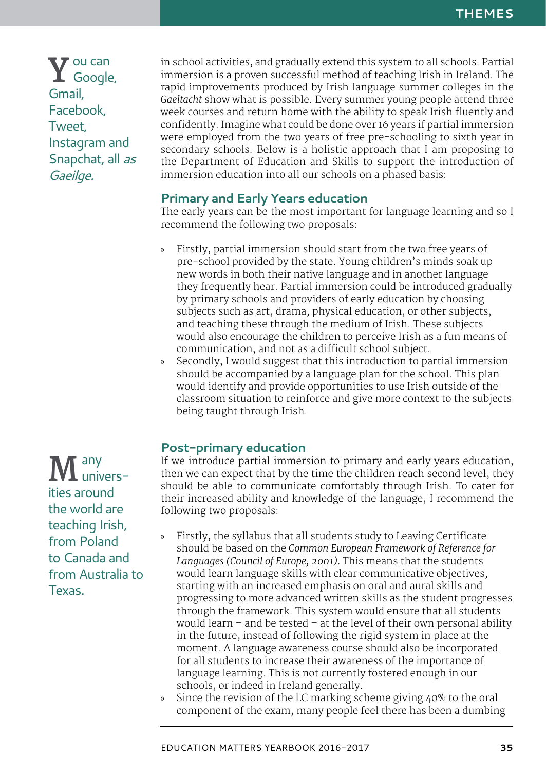> You can Google, Gmail, Facebook, Tweet, Instagram and Snapchat, all *as Gaeilge*.

in school activities, and gradually extend this system to all schools. Partial immersion is a proven successful method of teaching Irish in Ireland. The rapid improvements produced by Irish language summer colleges in the *Gaeltacht* show what is possible. Every summer young people attend three week courses and return home with the ability to speak Irish fluently and confidently. Imagine what could be done over 16 years if partial immersion were employed from the two years of free pre-schooling to sixth year in secondary schools. Below is a holistic approach that I am proposing to the Department of Education and Skills to support the introduction of immersion education into all our schools on a phased basis:

## Primary and Early Years education

The early years can be the most important for language learning and so I recommend the following two proposals:

- Firstly, partial immersion should start from the two free years of pre-school provided by the state. Young children's minds soak up new words in both their native language and in another language they frequently hear. Partial immersion could be introduced gradually by primary schools and providers of early education by choosing subjects such as art, drama, physical education, or other subjects, and teaching these through the medium of Irish. These subjects would also encourage the children to perceive Irish as a fun means of communication, and not as a difficult school subject.
- Secondly, I would suggest that this introduction to partial immersion should be accompanied by a language plan for the school. This plan would identify and provide opportunities to use Irish outside of the classroom situation to reinforce and give more context to the subjects being taught through Irish.

> Many universities around the world are teaching Irish, from Poland to Canada and from Australia to Texas.

## Post-primary education

If we introduce partial immersion to primary and early years education, then we can expect that by the time the children reach second level, they should be able to communicate comfortably through Irish. To cater for their increased ability and knowledge of the language, I recommend the following two proposals:

- Firstly, the syllabus that all students study to Leaving Certificate should be based on the *Common European Framework of Reference for Languages (Council of Europe, 2001).* This means that the students would learn language skills with clear communicative objectives, starting with an increased emphasis on oral and aural skills and progressing to more advanced written skills as the student progresses through the framework. This system would ensure that all students would learn – and be tested – at the level of their own personal ability in the future, instead of following the rigid system in place at the moment. A language awareness course should also be incorporated for all students to increase their awareness of the importance of language learning. This is not currently fostered enough in our schools, or indeed in Ireland generally.
- Since the revision of the LC marking scheme giving 40% to the oral component of the exam, many people feel there has been a dumbing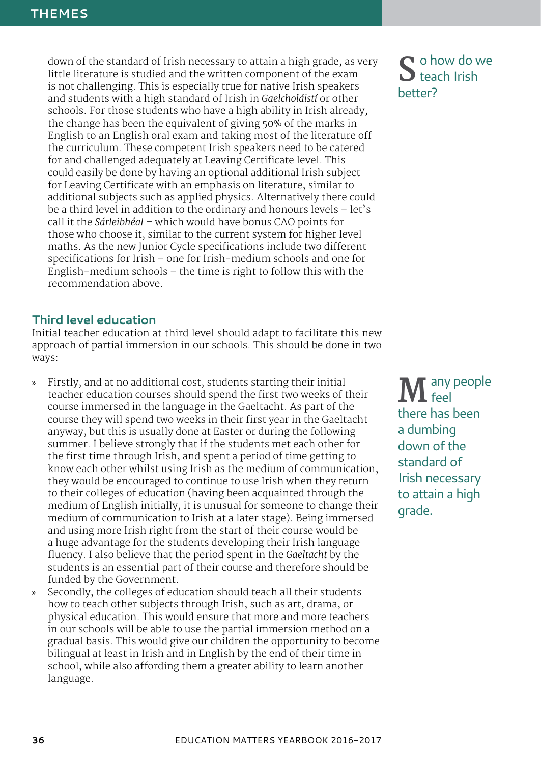down of the standard of Irish necessary to attain a high grade, as very little literature is studied and the written component of the exam is not challenging. This is especially true for native Irish speakers and students with a high standard of Irish in *Gaelcholáistí* or other schools. For those students who have a high ability in Irish already, the change has been the equivalent of giving 50% of the marks in English to an English oral exam and taking most of the literature off the curriculum. These competent Irish speakers need to be catered for and challenged adequately at Leaving Certificate level. This could easily be done by having an optional additional Irish subject for Leaving Certificate with an emphasis on literature, similar to additional subjects such as applied physics. Alternatively there could be a third level in addition to the ordinary and honours levels – let's call it the *Sárleibhéal* – which would have bonus CAO points for those who choose it, similar to the current system for higher level maths. As the new Junior Cycle specifications include two different specifications for Irish – one for Irish-medium schools and one for English-medium schools – the time is right to follow this with the recommendation above.

> So how do we teach Irish better?

## Third level education

Initial teacher education at third level should adapt to facilitate this new approach of partial immersion in our schools. This should be done in two ways:

- Firstly, and at no additional cost, students starting their initial teacher education courses should spend the first two weeks of their course immersed in the language in the Gaeltacht. As part of the course they will spend two weeks in their first year in the Gaeltacht anyway, but this is usually done at Easter or during the following summer. I believe strongly that if the students met each other for the first time through Irish, and spent a period of time getting to know each other whilst using Irish as the medium of communication, they would be encouraged to continue to use Irish when they return to their colleges of education (having been acquainted through the medium of English initially, it is unusual for someone to change their medium of communication to Irish at a later stage). Being immersed and using more Irish right from the start of their course would be a huge advantage for the students developing their Irish language fluency. I also believe that the period spent in the *Gaeltacht* by the students is an essential part of their course and therefore should be funded by the Government.
- Secondly, the colleges of education should teach all their students how to teach other subjects through Irish, such as art, drama, or physical education. This would ensure that more and more teachers in our schools will be able to use the partial immersion method on a gradual basis. This would give our children the opportunity to become bilingual at least in Irish and in English by the end of their time in school, while also affording them a greater ability to learn another language.

> Many people feel there has been a dumbing down of the standard of Irish necessary to attain a high grade.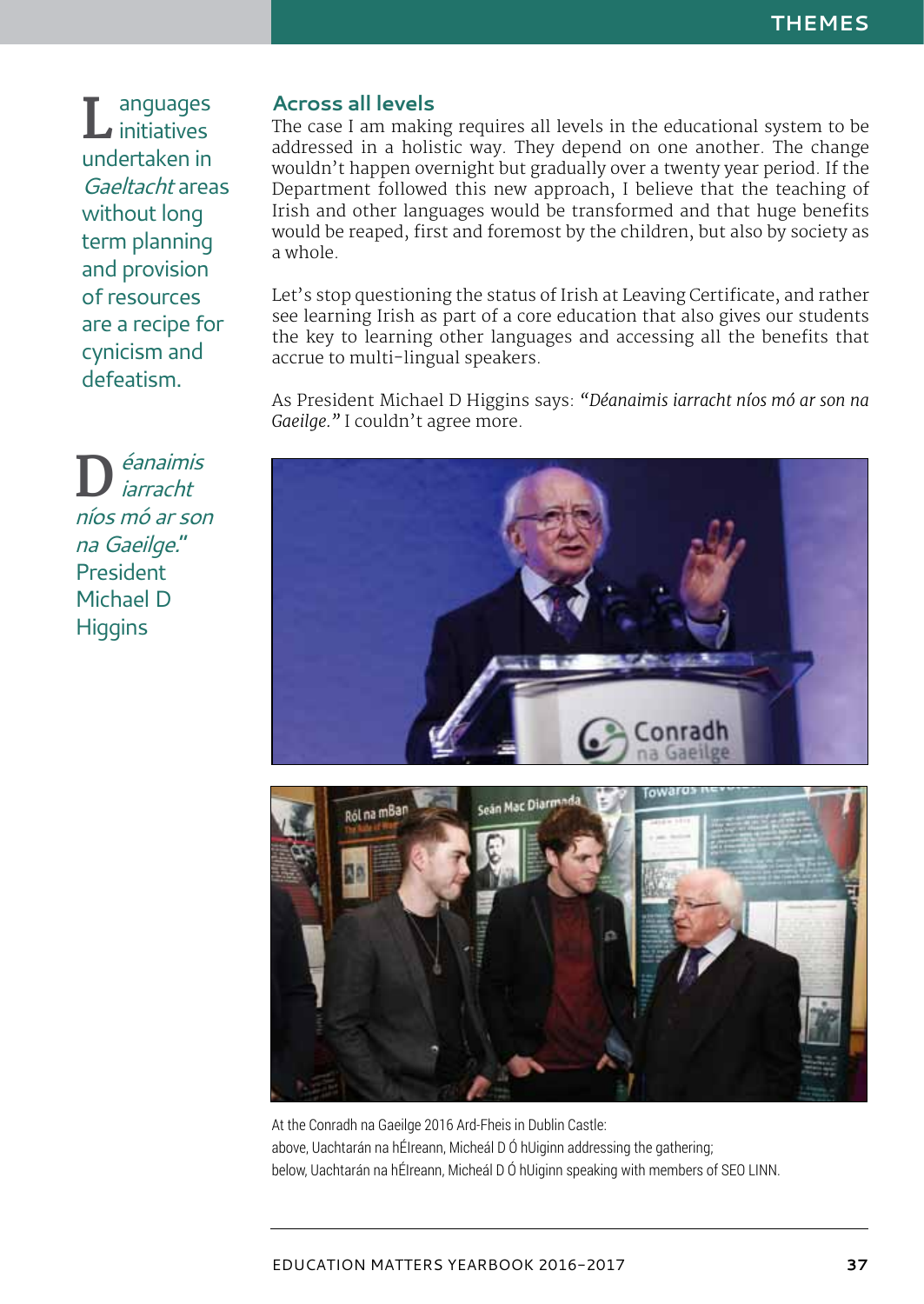Languages initiatives undertaken in *Gaeltacht* areas without long term planning and provision of resources are a recipe for cynicism and defeatism.

*Déanaimis iarracht níos mó ar son na Gaeilge.*" President Michael D Higgins

## Across all levels

The case I am making requires all levels in the educational system to be addressed in a holistic way. They depend on one another. The change wouldn't happen overnight but gradually over a twenty year period. If the Department followed this new approach, I believe that the teaching of Irish and other languages would be transformed and that huge benefits would be reaped, first and foremost by the children, but also by society as a whole.

Let's stop questioning the status of Irish at Leaving Certificate, and rather see learning Irish as part of a core education that also gives our students the key to learning other languages and accessing all the benefits that accrue to multi-lingual speakers.

As President Michael D Higgins says: *"Déanaimis iarracht níos mó ar son na Gaeilge."* I couldn't agree more.

At the Conradh na Gaeilge 2016 Ard-Fheis in Dublin Castle:
above, Uachtarán na hÉIreann, Micheál D Ó hUiginn addressing the gathering;
below, Uachtarán na hÉIreann, Micheál D Ó hUiginn speaking with members of SEO LINN.